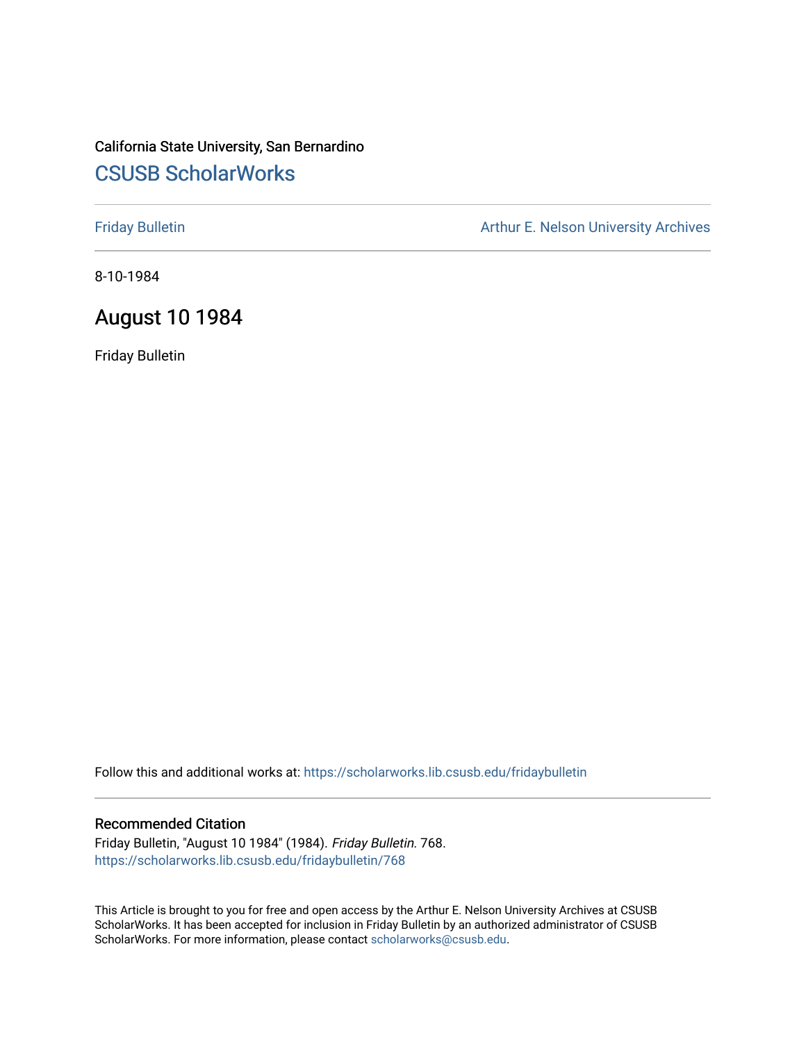California State University, San Bernardino

# CSUSB ScholarWorks

Friday Bulletin

Arthur E. Nelson University Archives

8-10-1984

## August 10 1984

Friday Bulletin

Follow this and additional works at: https://scholarworks.lib.csusb.edu/fridaybulletin

### Recommended Citation

Friday Bulletin, "August 10 1984" (1984). *Friday Bulletin*. 768.
https://scholarworks.lib.csusb.edu/fridaybulletin/768

This Article is brought to you for free and open access by the Arthur E. Nelson University Archives at CSUSB ScholarWorks. It has been accepted for inclusion in Friday Bulletin by an authorized administrator of CSUSB ScholarWorks. For more information, please contact scholarworks@csusb.edu.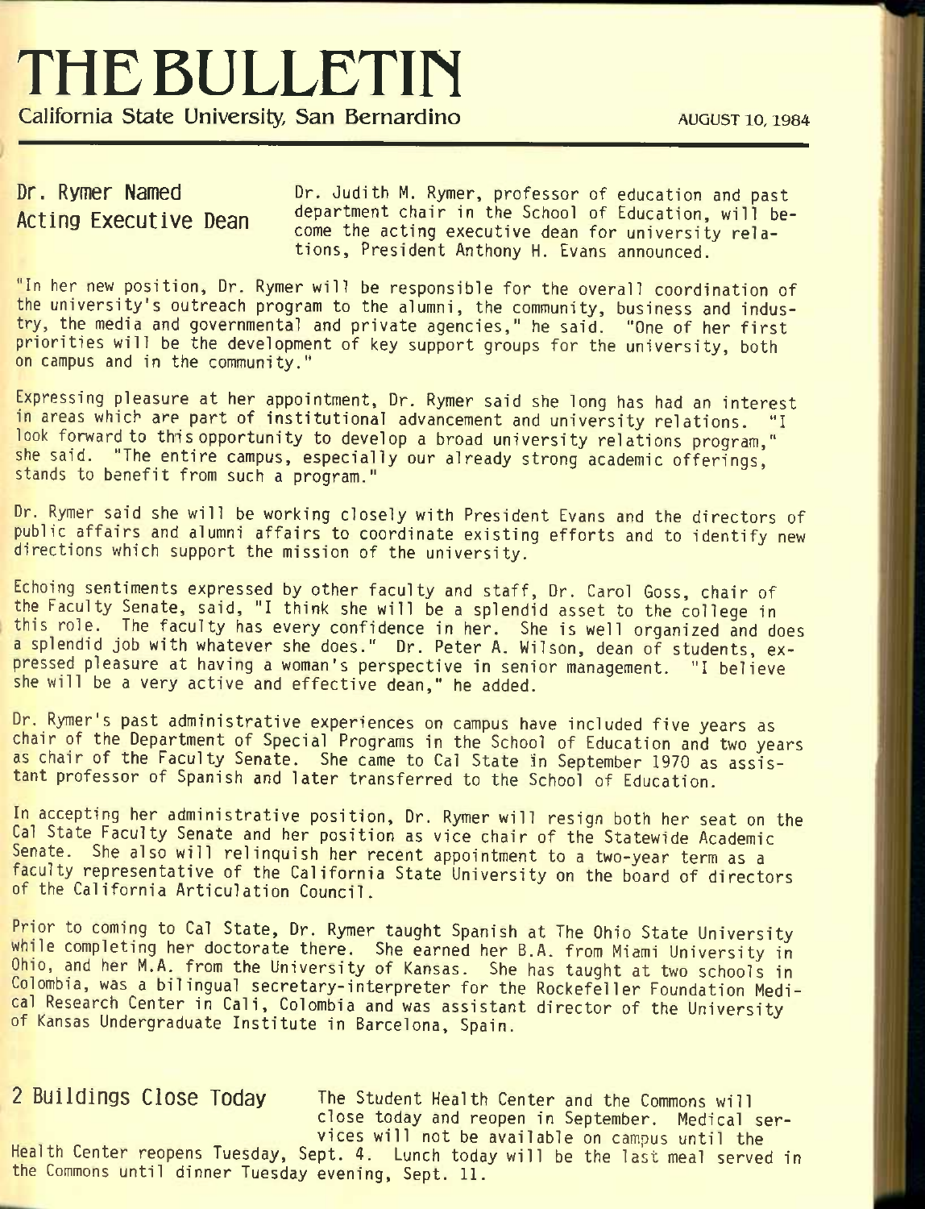# THE BULLETIN

California State University, San Bernardino

AUGUST 10, 1984

## Dr. Rymer Named Acting Executive Dean

Dr. Judith M. Rymer, professor of education and past department chair in the School of Education, will become the acting executive dean for university relations, President Anthony H. Evans announced.

"In her new position, Dr. Rymer will be responsible for the overall coordination of the university's outreach program to the alumni, the community, business and industry, the media and governmental and private agencies," he said. "One of her first priorities will be the development of key support groups for the university, both on campus and in the community."

Expressing pleasure at her appointment, Dr. Rymer said she long has had an interest in areas which are part of institutional advancement and university relations. "I look forward to this opportunity to develop a broad university relations program," she said. "The entire campus, especially our already strong academic offerings, stands to benefit from such a program."

Dr. Rymer said she will be working closely with President Evans and the directors of public affairs and alumni affairs to coordinate existing efforts and to identify new directions which support the mission of the university.

Echoing sentiments expressed by other faculty and staff, Dr. Carol Goss, chair of the Faculty Senate, said, "I think she will be a splendid asset to the college in this role. The faculty has every confidence in her. She is well organized and does a splendid job with whatever she does." Dr. Peter A. Wilson, dean of students, expressed pleasure at having a woman's perspective in senior management. "I believe she will be a very active and effective dean," he added.

Dr. Rymer's past administrative experiences on campus have included five years as chair of the Department of Special Programs in the School of Education and two years as chair of the Faculty Senate. She came to Cal State in September 1970 as assistant professor of Spanish and later transferred to the School of Education.

In accepting her administrative position, Dr. Rymer will resign both her seat on the Cal State Faculty Senate and her position as vice chair of the Statewide Academic Senate. She also will relinquish her recent appointment to a two-year term as a faculty representative of the California State University on the board of directors of the California Articulation Council.

Prior to coming to Cal State, Dr. Rymer taught Spanish at The Ohio State University while completing her doctorate there. She earned her B.A. from Miami University in Ohio, and her M.A. from the University of Kansas. She has taught at two schools in Colombia, was a bilingual secretary-interpreter for the Rockefeller Foundation Medical Research Center in Cali, Colombia and was assistant director of the University of Kansas Undergraduate Institute in Barcelona, Spain.

## 2 Buildings Close Today

The Student Health Center and the Commons will close today and reopen in September. Medical services will not be available on campus until the Health Center reopens Tuesday, Sept. 4. Lunch today will be the last meal served in the Commons until dinner Tuesday evening, Sept. 11.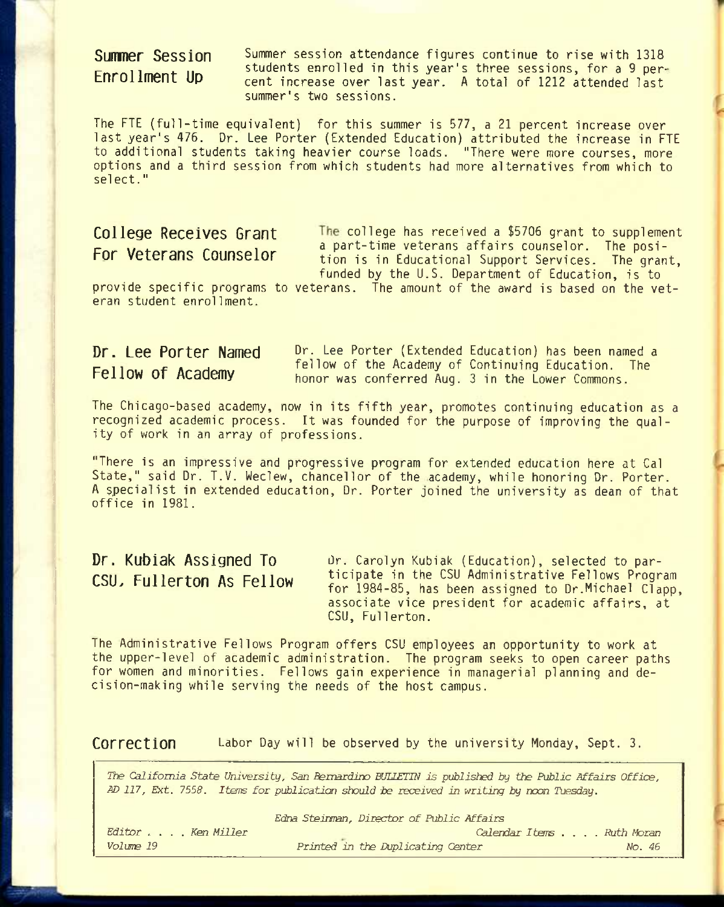## Summer Session Enrollment Up

Summer session attendance figures continue to rise with 1318 students enrolled in this year's three sessions, for a 9 percent increase over last year. A total of 1212 attended last summer's two sessions.

The FTE (full-time equivalent) for this summer is 577, a 21 percent increase over last year's 476. Dr. Lee Porter (Extended Education) attributed the increase in FTE to additional students taking heavier course loads. "There were more courses, more options and a third session from which students had more alternatives from which to select."

## College Receives Grant For Veterans Counselor

The college has received a $5706 grant to supplement a part-time veterans affairs counselor. The position is in Educational Support Services. The grant, funded by the U.S. Department of Education, is to provide specific programs to veterans. The amount of the award is based on the veteran student enrollment.

## Dr. Lee Porter Named Fellow of Academy

Dr. Lee Porter (Extended Education) has been named a fellow of the Academy of Continuing Education. The honor was conferred Aug. 3 in the Lower Commons.

The Chicago-based academy, now in its fifth year, promotes continuing education as a recognized academic process. It was founded for the purpose of improving the quality of work in an array of professions.

"There is an impressive and progressive program for extended education here at Cal State," said Dr. T.V. Weclew, chancellor of the academy, while honoring Dr. Porter. A specialist in extended education, Dr. Porter joined the university as dean of that office in 1981.

## Dr. Kubiak Assigned To CSU, Fullerton As Fellow

Dr. Carolyn Kubiak (Education), selected to participate in the CSU Administrative Fellows Program for 1984-85, has been assigned to Dr. Michael Clapp, associate vice president for academic affairs, at CSU, Fullerton.

The Administrative Fellows Program offers CSU employees an opportunity to work at the upper-level of academic administration. The program seeks to open career paths for women and minorities. Fellows gain experience in managerial planning and decision-making while serving the needs of the host campus.

## Correction

Labor Day will be observed by the university Monday, Sept. 3.

---

*The California State University, San Bernardino BULLETIN is published by the Public Affairs Office, AD 117, Ext. 7558. Items for publication should be received in writing by noon Tuesday.*

*Edna Steinman, Director of Public Affairs*

*Editor . . . . Ken Miller* — *Calendar Items . . . . Ruth Moran*

*Volume 19* — *Printed in the Duplicating Center* — *No. 46*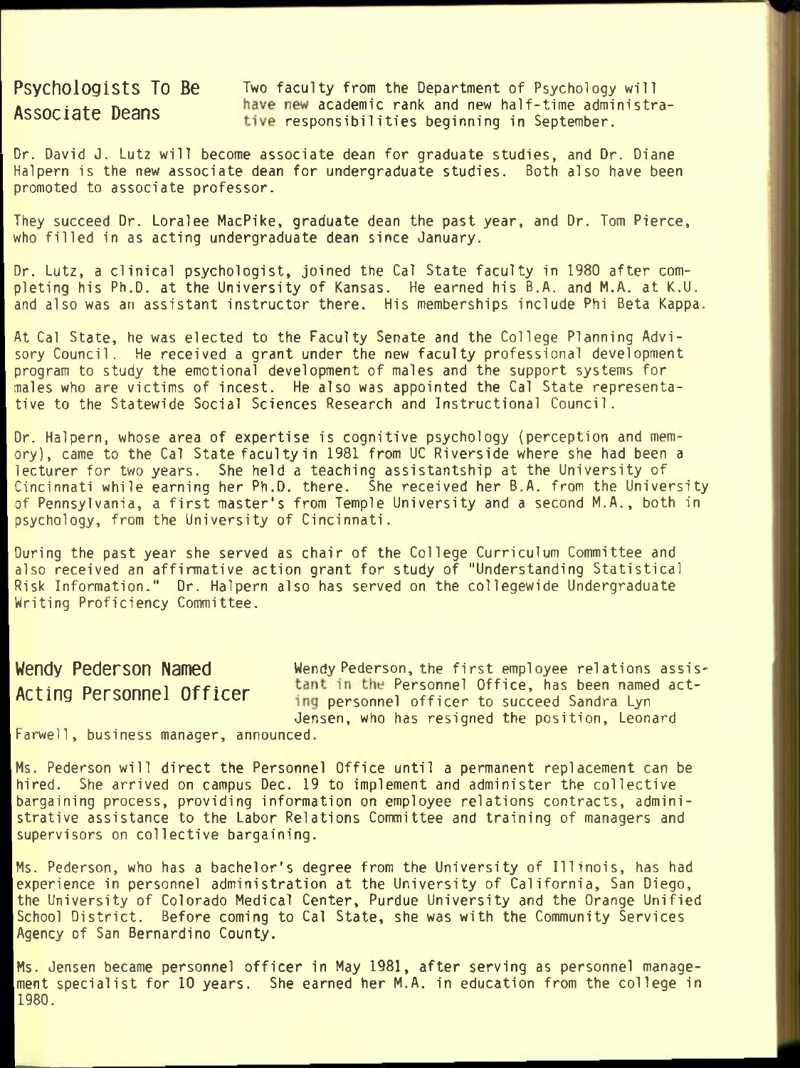## Psychologists To Be Associate Deans

Two faculty from the Department of Psychology will have new academic rank and new half-time administrative responsibilities beginning in September.

Dr. David J. Lutz will become associate dean for graduate studies, and Dr. Diane Halpern is the new associate dean for undergraduate studies. Both also have been promoted to associate professor.

They succeed Dr. Loralee MacPike, graduate dean the past year, and Dr. Tom Pierce, who filled in as acting undergraduate dean since January.

Dr. Lutz, a clinical psychologist, joined the Cal State faculty in 1980 after completing his Ph.D. at the University of Kansas. He earned his B.A. and M.A. at K.U. and also was an assistant instructor there. His memberships include Phi Beta Kappa.

At Cal State, he was elected to the Faculty Senate and the College Planning Advisory Council. He received a grant under the new faculty professional development program to study the emotional development of males and the support systems for males who are victims of incest. He also was appointed the Cal State representative to the Statewide Social Sciences Research and Instructional Council.

Dr. Halpern, whose area of expertise is cognitive psychology (perception and memory), came to the Cal State faculty in 1981 from UC Riverside where she had been a lecturer for two years. She held a teaching assistantship at the University of Cincinnati while earning her Ph.D. there. She received her B.A. from the University of Pennsylvania, a first master's from Temple University and a second M.A., both in psychology, from the University of Cincinnati.

During the past year she served as chair of the College Curriculum Committee and also received an affirmative action grant for study of "Understanding Statistical Risk Information." Dr. Halpern also has served on the collegewide Undergraduate Writing Proficiency Committee.

## Wendy Pederson Named Acting Personnel Officer

Wendy Pederson, the first employee relations assistant in the Personnel Office, has been named acting personnel officer to succeed Sandra Lyn Jensen, who has resigned the position, Leonard Farwell, business manager, announced.

Ms. Pederson will direct the Personnel Office until a permanent replacement can be hired. She arrived on campus Dec. 19 to implement and administer the collective bargaining process, providing information on employee relations contracts, administrative assistance to the Labor Relations Committee and training of managers and supervisors on collective bargaining.

Ms. Pederson, who has a bachelor's degree from the University of Illinois, has had experience in personnel administration at the University of California, San Diego, the University of Colorado Medical Center, Purdue University and the Orange Unified School District. Before coming to Cal State, she was with the Community Services Agency of San Bernardino County.

Ms. Jensen became personnel officer in May 1981, after serving as personnel management specialist for 10 years. She earned her M.A. in education from the college in 1980.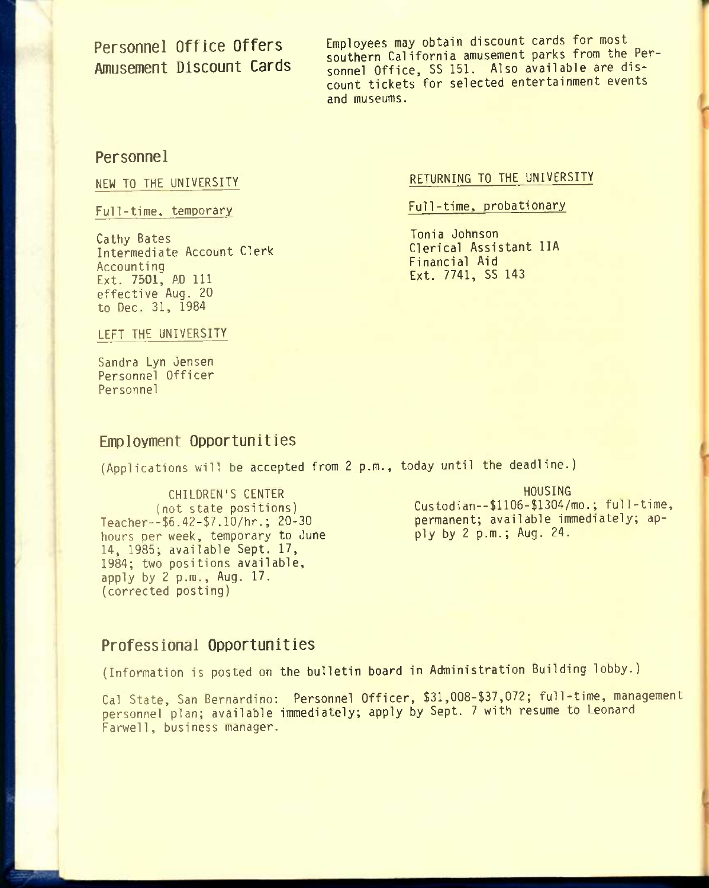## Personnel Office Offers Amusement Discount Cards

Employees may obtain discount cards for most southern California amusement parks from the Personnel Office, SS 151. Also available are discount tickets for selected entertainment events and museums.

## Personnel

NEW TO THE UNIVERSITY

Full-time, temporary

Cathy Bates
Intermediate Account Clerk
Accounting
Ext. 7501, AD 111
effective Aug. 20
to Dec. 31, 1984

LEFT THE UNIVERSITY

Sandra Lyn Jensen
Personnel Officer
Personnel

RETURNING TO THE UNIVERSITY

Full-time, probationary

Tonia Johnson
Clerical Assistant IIA
Financial Aid
Ext. 7741, SS 143

## Employment Opportunities

(Applications will be accepted from 2 p.m., today until the deadline.)

CHILDREN'S CENTER
(not state positions)
Teacher--$6.42-$7.10/hr.; 20-30 hours per week, temporary to June 14, 1985; available Sept. 17, 1984; two positions available, apply by 2 p.m., Aug. 17. (corrected posting)

HOUSING
Custodian--$1106-$1304/mo.; full-time, permanent; available immediately; apply by 2 p.m.; Aug. 24.

## Professional Opportunities

(Information is posted on the bulletin board in Administration Building lobby.)

Cal State, San Bernardino: Personnel Officer, $31,008-$37,072; full-time, management personnel plan; available immediately; apply by Sept. 7 with resume to Leonard Farwell, business manager.